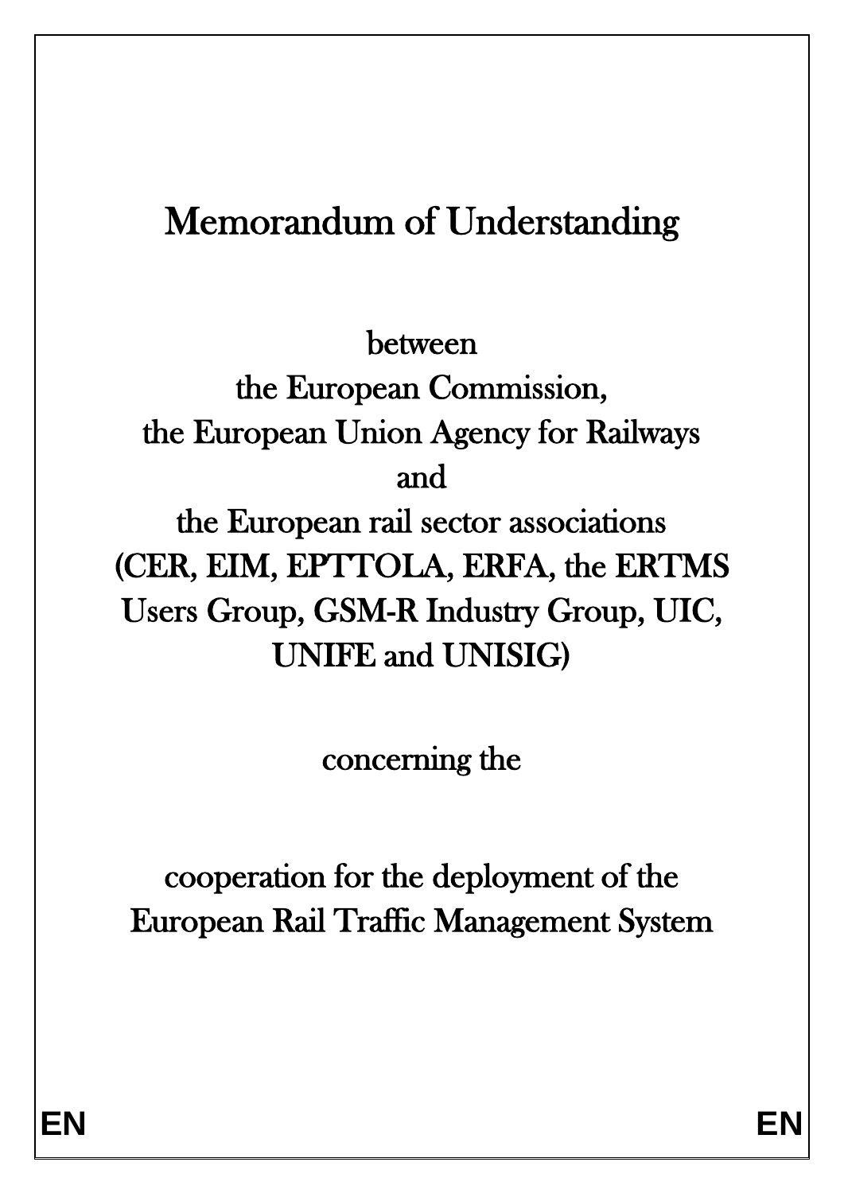# Memorandum of Understanding

between
the European Commission,
the European Union Agency for Railways
and
the European rail sector associations
(CER, EIM, EPTTOLA, ERFA, the ERTMS Users Group, GSM-R Industry Group, UIC, UNIFE and UNISIG)

concerning the

cooperation for the deployment of the
European Rail Traffic Management System

EN EN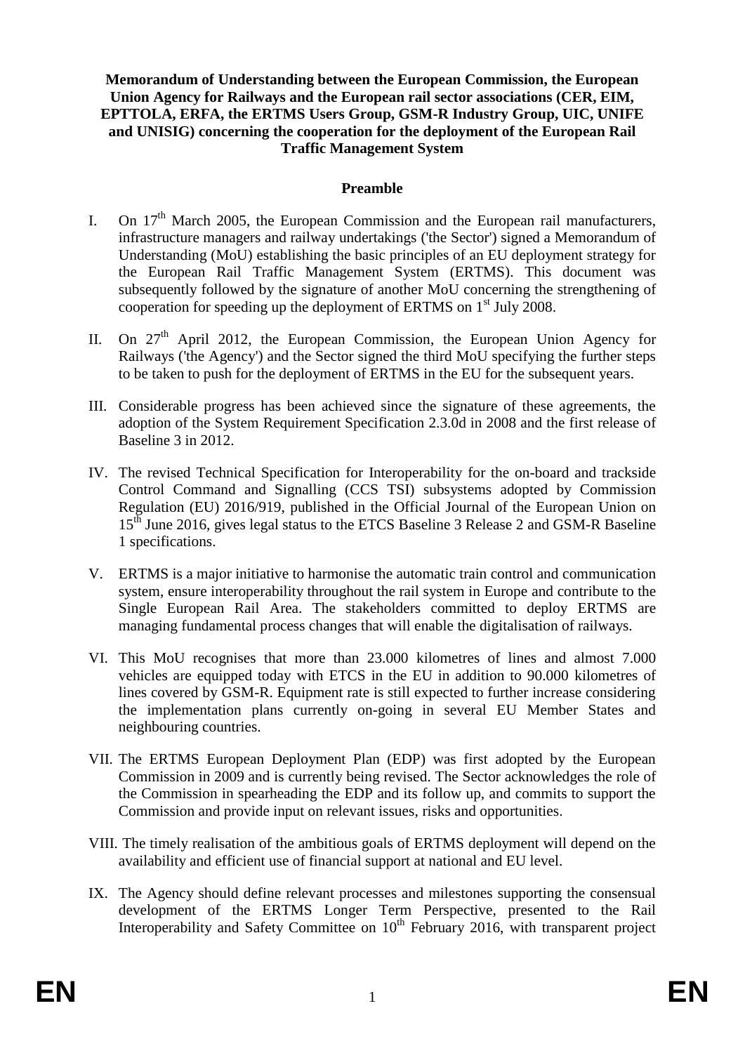**Memorandum of Understanding between the European Commission, the European Union Agency for Railways and the European rail sector associations (CER, EIM, EPTTOLA, ERFA, the ERTMS Users Group, GSM-R Industry Group, UIC, UNIFE and UNISIG) concerning the cooperation for the deployment of the European Rail Traffic Management System**

## Preamble

I. On 17[th] March 2005, the European Commission and the European rail manufacturers, infrastructure managers and railway undertakings ('the Sector') signed a Memorandum of Understanding (MoU) establishing the basic principles of an EU deployment strategy for the European Rail Traffic Management System (ERTMS). This document was subsequently followed by the signature of another MoU concerning the strengthening of cooperation for speeding up the deployment of ERTMS on 1[st] July 2008.

II. On 27[th] April 2012, the European Commission, the European Union Agency for Railways ('the Agency') and the Sector signed the third MoU specifying the further steps to be taken to push for the deployment of ERTMS in the EU for the subsequent years.

III. Considerable progress has been achieved since the signature of these agreements, the adoption of the System Requirement Specification 2.3.0d in 2008 and the first release of Baseline 3 in 2012.

IV. The revised Technical Specification for Interoperability for the on-board and trackside Control Command and Signalling (CCS TSI) subsystems adopted by Commission Regulation (EU) 2016/919, published in the Official Journal of the European Union on 15[th] June 2016, gives legal status to the ETCS Baseline 3 Release 2 and GSM-R Baseline 1 specifications.

V. ERTMS is a major initiative to harmonise the automatic train control and communication system, ensure interoperability throughout the rail system in Europe and contribute to the Single European Rail Area. The stakeholders committed to deploy ERTMS are managing fundamental process changes that will enable the digitalisation of railways.

VI. This MoU recognises that more than 23.000 kilometres of lines and almost 7.000 vehicles are equipped today with ETCS in the EU in addition to 90.000 kilometres of lines covered by GSM-R. Equipment rate is still expected to further increase considering the implementation plans currently on-going in several EU Member States and neighbouring countries.

VII. The ERTMS European Deployment Plan (EDP) was first adopted by the European Commission in 2009 and is currently being revised. The Sector acknowledges the role of the Commission in spearheading the EDP and its follow up, and commits to support the Commission and provide input on relevant issues, risks and opportunities.

VIII. The timely realisation of the ambitious goals of ERTMS deployment will depend on the availability and efficient use of financial support at national and EU level.

IX. The Agency should define relevant processes and milestones supporting the consensual development of the ERTMS Longer Term Perspective, presented to the Rail Interoperability and Safety Committee on 10[th] February 2016, with transparent project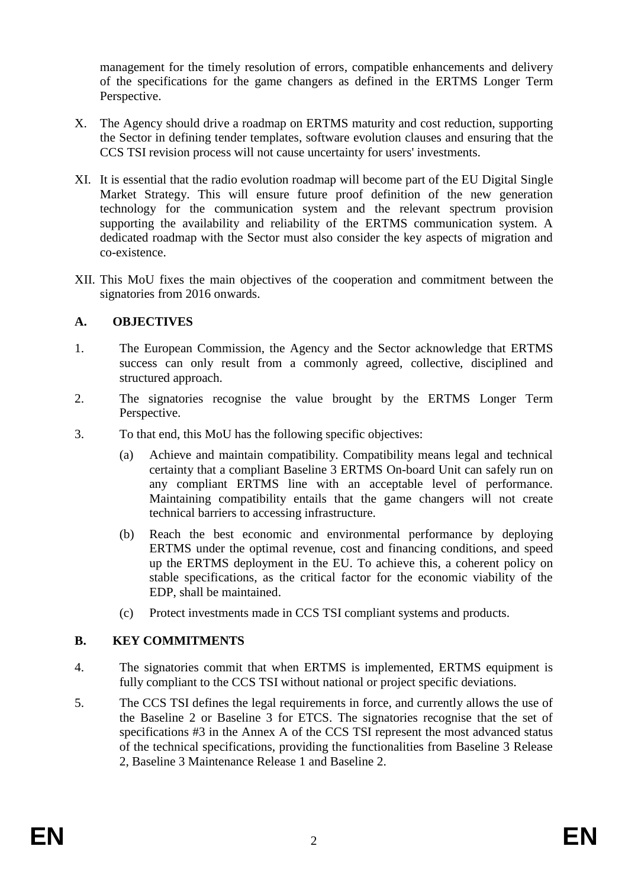management for the timely resolution of errors, compatible enhancements and delivery of the specifications for the game changers as defined in the ERTMS Longer Term Perspective.

X. The Agency should drive a roadmap on ERTMS maturity and cost reduction, supporting the Sector in defining tender templates, software evolution clauses and ensuring that the CCS TSI revision process will not cause uncertainty for users' investments.

XI. It is essential that the radio evolution roadmap will become part of the EU Digital Single Market Strategy. This will ensure future proof definition of the new generation technology for the communication system and the relevant spectrum provision supporting the availability and reliability of the ERTMS communication system. A dedicated roadmap with the Sector must also consider the key aspects of migration and co-existence.

XII. This MoU fixes the main objectives of the cooperation and commitment between the signatories from 2016 onwards.

## A. OBJECTIVES

1. The European Commission, the Agency and the Sector acknowledge that ERTMS success can only result from a commonly agreed, collective, disciplined and structured approach.

2. The signatories recognise the value brought by the ERTMS Longer Term Perspective.

3. To that end, this MoU has the following specific objectives:

   (a) Achieve and maintain compatibility. Compatibility means legal and technical certainty that a compliant Baseline 3 ERTMS On-board Unit can safely run on any compliant ERTMS line with an acceptable level of performance. Maintaining compatibility entails that the game changers will not create technical barriers to accessing infrastructure.

   (b) Reach the best economic and environmental performance by deploying ERTMS under the optimal revenue, cost and financing conditions, and speed up the ERTMS deployment in the EU. To achieve this, a coherent policy on stable specifications, as the critical factor for the economic viability of the EDP, shall be maintained.

   (c) Protect investments made in CCS TSI compliant systems and products.

## B. KEY COMMITMENTS

4. The signatories commit that when ERTMS is implemented, ERTMS equipment is fully compliant to the CCS TSI without national or project specific deviations.

5. The CCS TSI defines the legal requirements in force, and currently allows the use of the Baseline 2 or Baseline 3 for ETCS. The signatories recognise that the set of specifications #3 in the Annex A of the CCS TSI represent the most advanced status of the technical specifications, providing the functionalities from Baseline 3 Release 2, Baseline 3 Maintenance Release 1 and Baseline 2.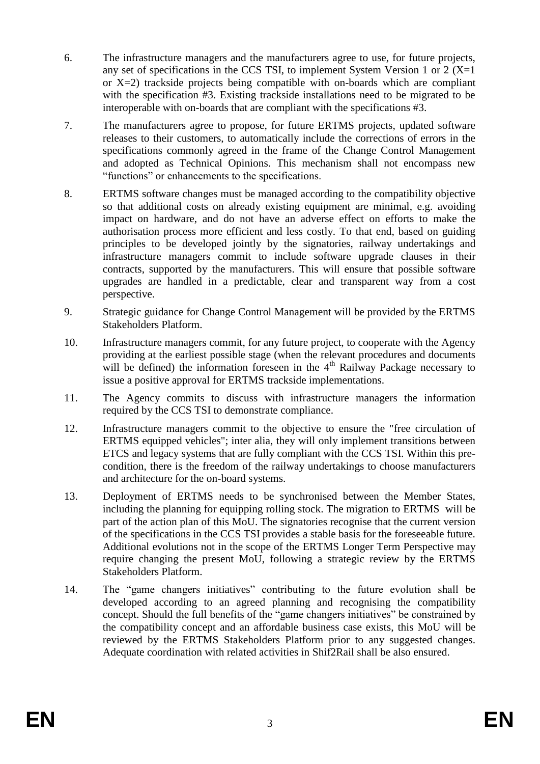6. The infrastructure managers and the manufacturers agree to use, for future projects, any set of specifications in the CCS TSI, to implement System Version 1 or 2 (X=1 or X=2) trackside projects being compatible with on-boards which are compliant with the specification #3. Existing trackside installations need to be migrated to be interoperable with on-boards that are compliant with the specifications #3.

7. The manufacturers agree to propose, for future ERTMS projects, updated software releases to their customers, to automatically include the corrections of errors in the specifications commonly agreed in the frame of the Change Control Management and adopted as Technical Opinions. This mechanism shall not encompass new "functions" or enhancements to the specifications.

8. ERTMS software changes must be managed according to the compatibility objective so that additional costs on already existing equipment are minimal, e.g. avoiding impact on hardware, and do not have an adverse effect on efforts to make the authorisation process more efficient and less costly. To that end, based on guiding principles to be developed jointly by the signatories, railway undertakings and infrastructure managers commit to include software upgrade clauses in their contracts, supported by the manufacturers. This will ensure that possible software upgrades are handled in a predictable, clear and transparent way from a cost perspective.

9. Strategic guidance for Change Control Management will be provided by the ERTMS Stakeholders Platform.

10. Infrastructure managers commit, for any future project, to cooperate with the Agency providing at the earliest possible stage (when the relevant procedures and documents will be defined) the information foreseen in the 4th Railway Package necessary to issue a positive approval for ERTMS trackside implementations.

11. The Agency commits to discuss with infrastructure managers the information required by the CCS TSI to demonstrate compliance.

12. Infrastructure managers commit to the objective to ensure the "free circulation of ERTMS equipped vehicles"; inter alia, they will only implement transitions between ETCS and legacy systems that are fully compliant with the CCS TSI. Within this pre-condition, there is the freedom of the railway undertakings to choose manufacturers and architecture for the on-board systems.

13. Deployment of ERTMS needs to be synchronised between the Member States, including the planning for equipping rolling stock. The migration to ERTMS will be part of the action plan of this MoU. The signatories recognise that the current version of the specifications in the CCS TSI provides a stable basis for the foreseeable future. Additional evolutions not in the scope of the ERTMS Longer Term Perspective may require changing the present MoU, following a strategic review by the ERTMS Stakeholders Platform.

14. The "game changers initiatives" contributing to the future evolution shall be developed according to an agreed planning and recognising the compatibility concept. Should the full benefits of the "game changers initiatives" be constrained by the compatibility concept and an affordable business case exists, this MoU will be reviewed by the ERTMS Stakeholders Platform prior to any suggested changes. Adequate coordination with related activities in Shif2Rail shall be also ensured.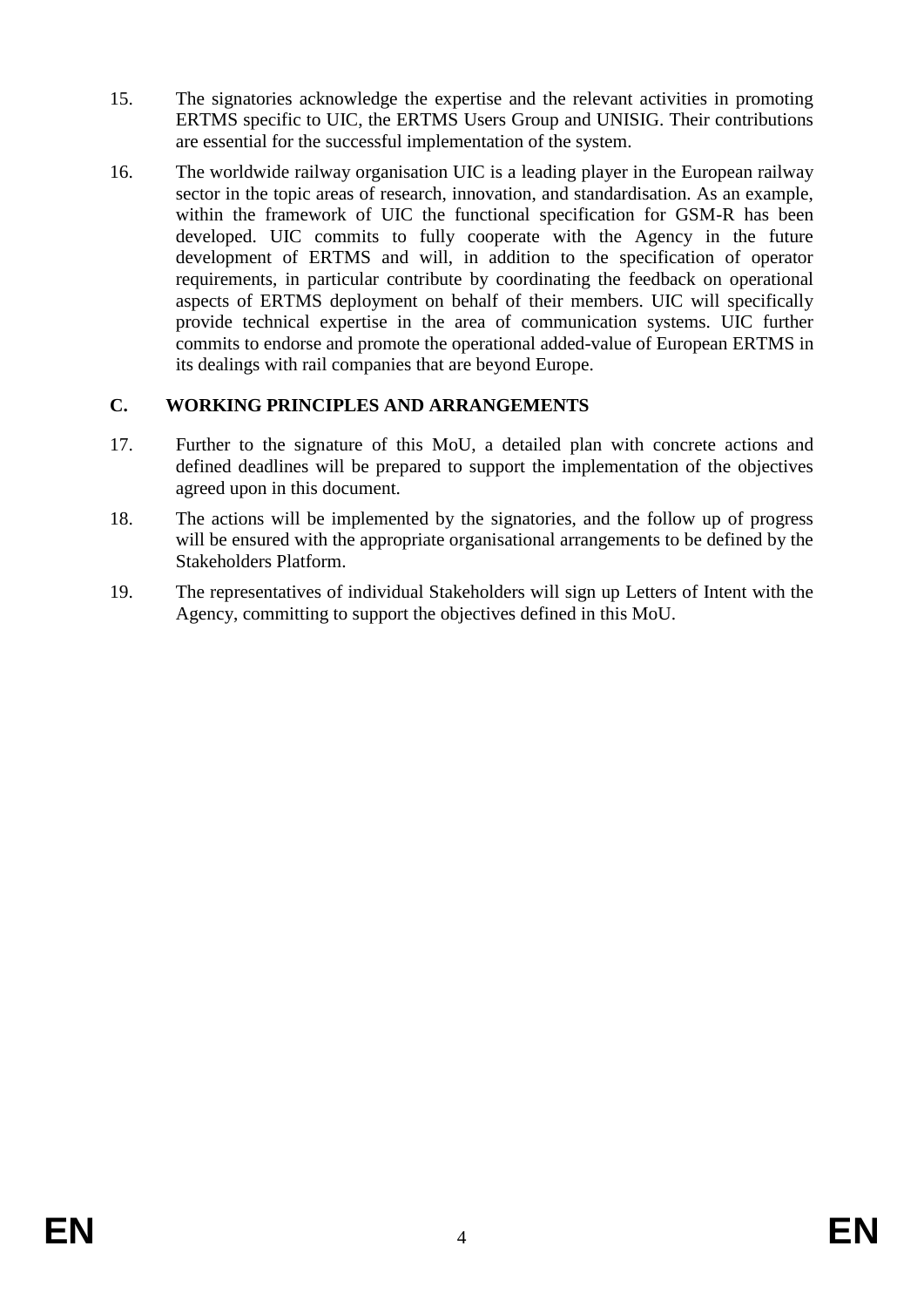15. The signatories acknowledge the expertise and the relevant activities in promoting ERTMS specific to UIC, the ERTMS Users Group and UNISIG. Their contributions are essential for the successful implementation of the system.

16. The worldwide railway organisation UIC is a leading player in the European railway sector in the topic areas of research, innovation, and standardisation. As an example, within the framework of UIC the functional specification for GSM-R has been developed. UIC commits to fully cooperate with the Agency in the future development of ERTMS and will, in addition to the specification of operator requirements, in particular contribute by coordinating the feedback on operational aspects of ERTMS deployment on behalf of their members. UIC will specifically provide technical expertise in the area of communication systems. UIC further commits to endorse and promote the operational added-value of European ERTMS in its dealings with rail companies that are beyond Europe.

## C. WORKING PRINCIPLES AND ARRANGEMENTS

17. Further to the signature of this MoU, a detailed plan with concrete actions and defined deadlines will be prepared to support the implementation of the objectives agreed upon in this document.

18. The actions will be implemented by the signatories, and the follow up of progress will be ensured with the appropriate organisational arrangements to be defined by the Stakeholders Platform.

19. The representatives of individual Stakeholders will sign up Letters of Intent with the Agency, committing to support the objectives defined in this MoU.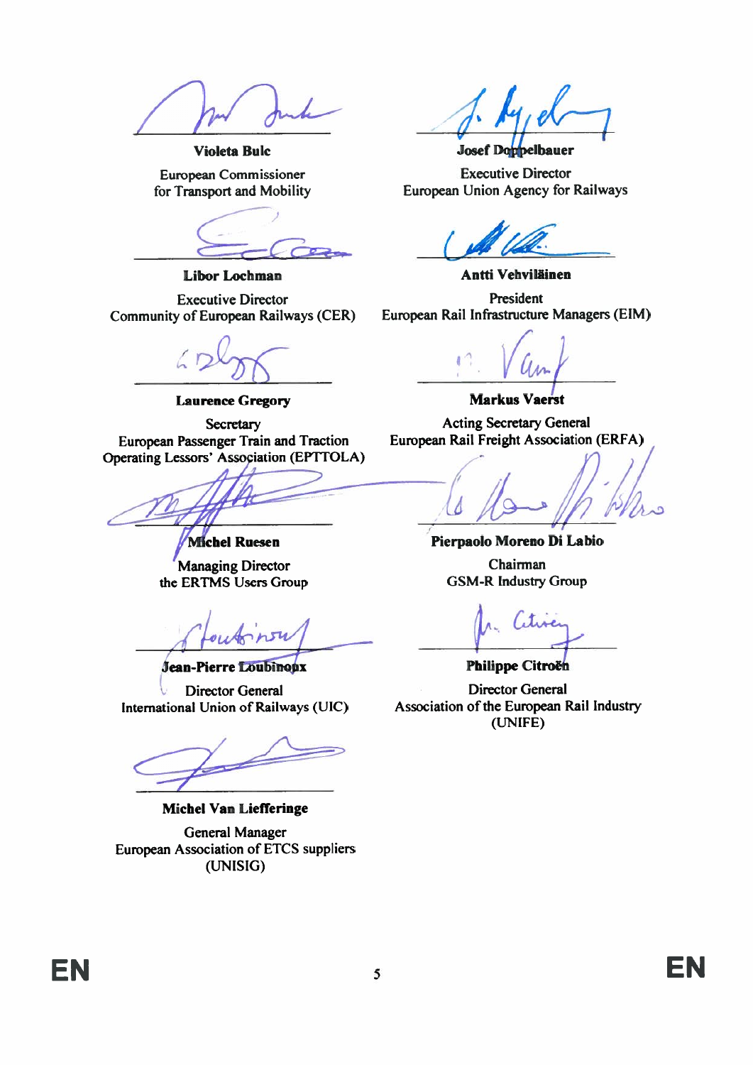**Violeta Bulc**

European Commissioner
for Transport and Mobility

**Josef Doppelbauer**

Executive Director
European Union Agency for Railways

**Libor Lochman**

Executive Director
Community of European Railways (CER)

**Antti Vehviläinen**

President
European Rail Infrastructure Managers (EIM)

**Laurence Gregory**

Secretary
European Passenger Train and Traction
Operating Lessors' Association (EPTTOLA)

**Markus Vaerst**

Acting Secretary General
European Rail Freight Association (ERFA)

**Michel Ruesen**

Managing Director
the ERTMS Users Group

**Pierpaolo Moreno Di Labio**

Chairman
GSM-R Industry Group

**Jean-Pierre Loubinoux**

Director General
International Union of Railways (UIC)

**Philippe Citroën**

Director General
Association of the European Rail Industry
(UNIFE)

**Michel Van Liefferinge**

General Manager
European Association of ETCS suppliers
(UNISIG)